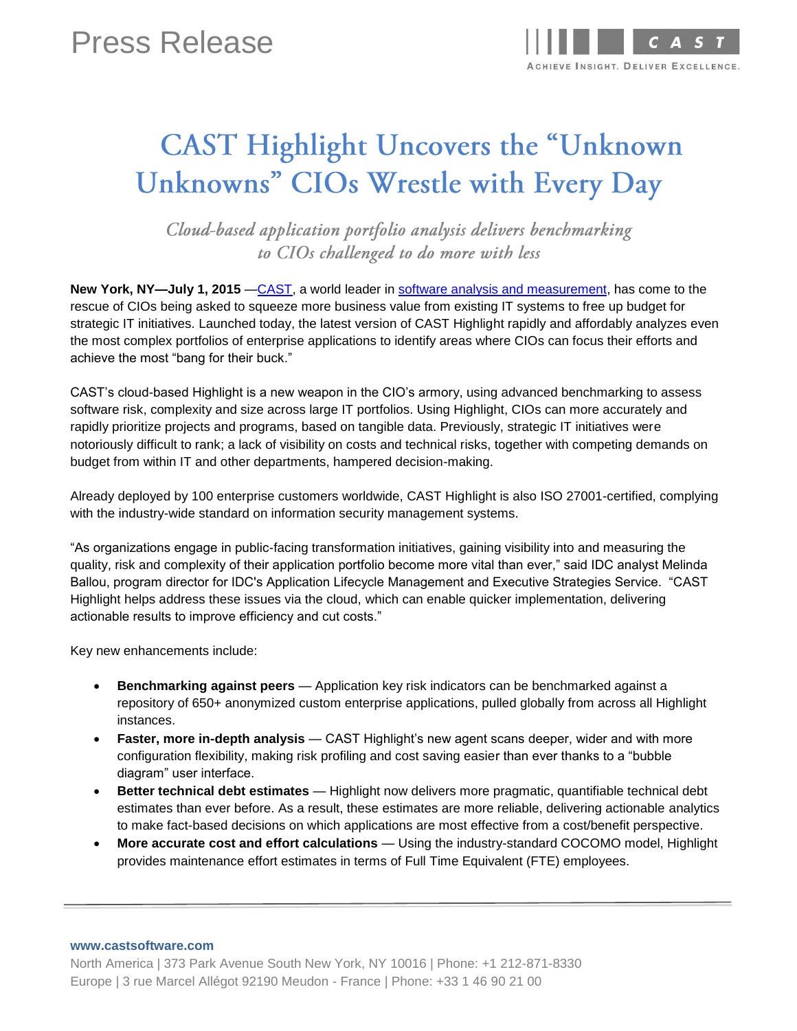Press Release

# CAST Highlight Uncovers the "Unknown Unknowns" CIOs Wrestle with Every Day

*Cloud-based application portfolio analysis delivers benchmarking to CIOs challenged to do more with less*

**New York, NY—July 1, 2015** —CAST, a world leader in software analysis and measurement, has come to the rescue of CIOs being asked to squeeze more business value from existing IT systems to free up budget for strategic IT initiatives. Launched today, the latest version of CAST Highlight rapidly and affordably analyzes even the most complex portfolios of enterprise applications to identify areas where CIOs can focus their efforts and achieve the most "bang for their buck."

CAST's cloud-based Highlight is a new weapon in the CIO's armory, using advanced benchmarking to assess software risk, complexity and size across large IT portfolios. Using Highlight, CIOs can more accurately and rapidly prioritize projects and programs, based on tangible data. Previously, strategic IT initiatives were notoriously difficult to rank; a lack of visibility on costs and technical risks, together with competing demands on budget from within IT and other departments, hampered decision-making.

Already deployed by 100 enterprise customers worldwide, CAST Highlight is also ISO 27001-certified, complying with the industry-wide standard on information security management systems.

"As organizations engage in public-facing transformation initiatives, gaining visibility into and measuring the quality, risk and complexity of their application portfolio become more vital than ever," said IDC analyst Melinda Ballou, program director for IDC's Application Lifecycle Management and Executive Strategies Service. "CAST Highlight helps address these issues via the cloud, which can enable quicker implementation, delivering actionable results to improve efficiency and cut costs."

Key new enhancements include:

- **Benchmarking against peers** — Application key risk indicators can be benchmarked against a repository of 650+ anonymized custom enterprise applications, pulled globally from across all Highlight instances.
- **Faster, more in-depth analysis** — CAST Highlight's new agent scans deeper, wider and with more configuration flexibility, making risk profiling and cost saving easier than ever thanks to a "bubble diagram" user interface.
- **Better technical debt estimates** — Highlight now delivers more pragmatic, quantifiable technical debt estimates than ever before. As a result, these estimates are more reliable, delivering actionable analytics to make fact-based decisions on which applications are most effective from a cost/benefit perspective.
- **More accurate cost and effort calculations** — Using the industry-standard COCOMO model, Highlight provides maintenance effort estimates in terms of Full Time Equivalent (FTE) employees.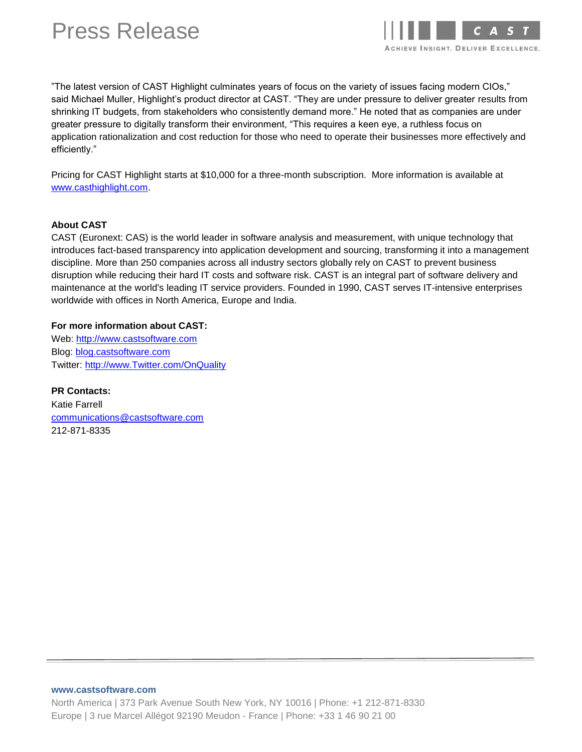"The latest version of CAST Highlight culminates years of focus on the variety of issues facing modern CIOs," said Michael Muller, Highlight's product director at CAST. "They are under pressure to deliver greater results from shrinking IT budgets, from stakeholders who consistently demand more." He noted that as companies are under greater pressure to digitally transform their environment, "This requires a keen eye, a ruthless focus on application rationalization and cost reduction for those who need to operate their businesses more effectively and efficiently."

Pricing for CAST Highlight starts at $10,000 for a three-month subscription. More information is available at www.casthighlight.com.

**About CAST**

CAST (Euronext: CAS) is the world leader in software analysis and measurement, with unique technology that introduces fact-based transparency into application development and sourcing, transforming it into a management discipline. More than 250 companies across all industry sectors globally rely on CAST to prevent business disruption while reducing their hard IT costs and software risk. CAST is an integral part of software delivery and maintenance at the world's leading IT service providers. Founded in 1990, CAST serves IT-intensive enterprises worldwide with offices in North America, Europe and India.

**For more information about CAST:**

Web: http://www.castsoftware.com
Blog: blog.castsoftware.com
Twitter: http://www.Twitter.com/OnQuality

**PR Contacts:**

Katie Farrell
communications@castsoftware.com
212-871-8335